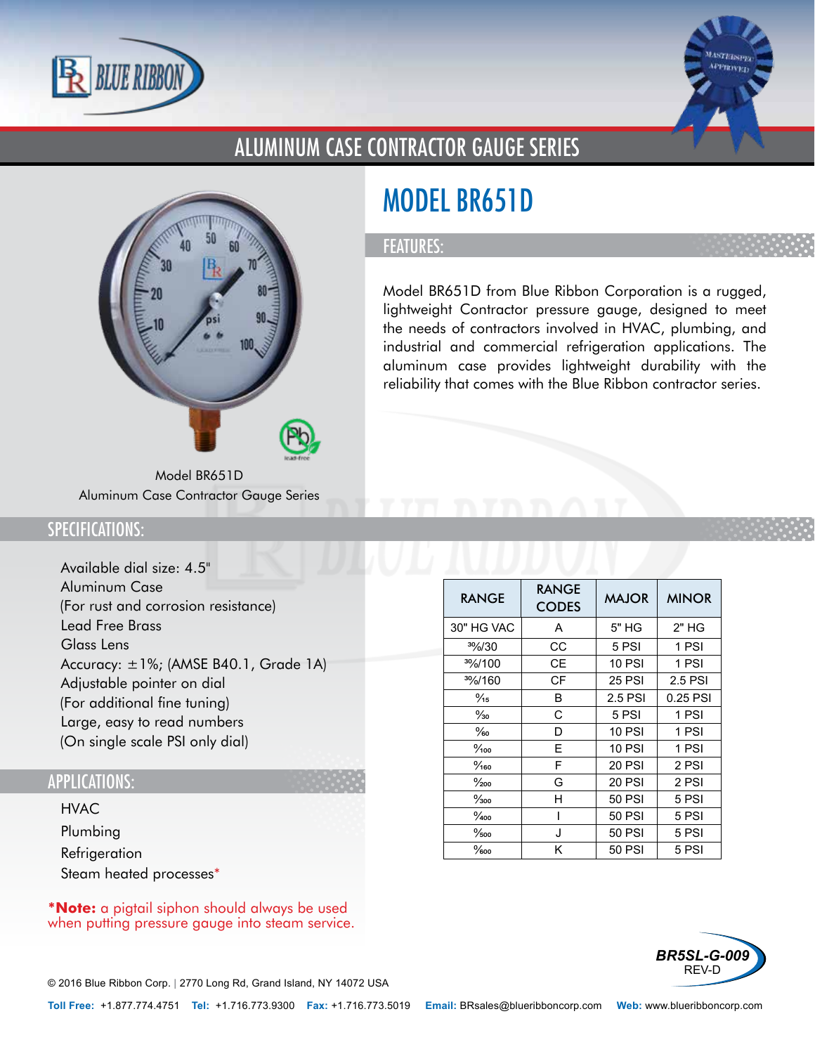# ALUMINUM CASE CONTRACTOR GAUGE SERIES

## MODEL BR651D

### FEATURES:

Model BR651D from Blue Ribbon Corporation is a rugged, lightweight Contractor pressure gauge, designed to meet the needs of contractors involved in HVAC, plumbing, and industrial and commercial refrigeration applications. The aluminum case provides lightweight durability with the reliability that comes with the Blue Ribbon contractor series.

Model BR651D
Aluminum Case Contractor Gauge Series

### SPECIFICATIONS:

Available dial size: 4.5"
Aluminum Case
(For rust and corrosion resistance)
Lead Free Brass
Glass Lens
Accuracy: ±1%; (AMSE B40.1, Grade 1A)
Adjustable pointer on dial
(For additional fine tuning)
Large, easy to read numbers
(On single scale PSI only dial)

| RANGE | RANGE CODES | MAJOR | MINOR |
|---|---|---|---|
| 30" HG VAC | A | 5" HG | 2" HG |
| 30/0/30 | CC | 5 PSI | 1 PSI |
| 30/0/100 | CE | 10 PSI | 1 PSI |
| 30/0/160 | CF | 25 PSI | 2.5 PSI |
| 0/15 | B | 2.5 PSI | 0.25 PSI |
| 0/30 | C | 5 PSI | 1 PSI |
| 0/60 | D | 10 PSI | 1 PSI |
| 0/100 | E | 10 PSI | 1 PSI |
| 0/160 | F | 20 PSI | 2 PSI |
| 0/200 | G | 20 PSI | 2 PSI |
| 0/300 | H | 50 PSI | 5 PSI |
| 0/400 | I | 50 PSI | 5 PSI |
| 0/500 | J | 50 PSI | 5 PSI |
| 0/600 | K | 50 PSI | 5 PSI |

### APPLICATIONS:

HVAC
Plumbing
Refrigeration
Steam heated processes*

***Note:** a pigtail siphon should always be used when putting pressure gauge into steam service.

BR5SL-G-009
REV-D

© 2016 Blue Ribbon Corp. | 2770 Long Rd, Grand Island, NY 14072 USA

**Toll Free:** +1.877.774.4751 **Tel:** +1.716.773.9300 **Fax:** +1.716.773.5019 **Email:** BRsales@blueribboncorp.com **Web:** www.blueribboncorp.com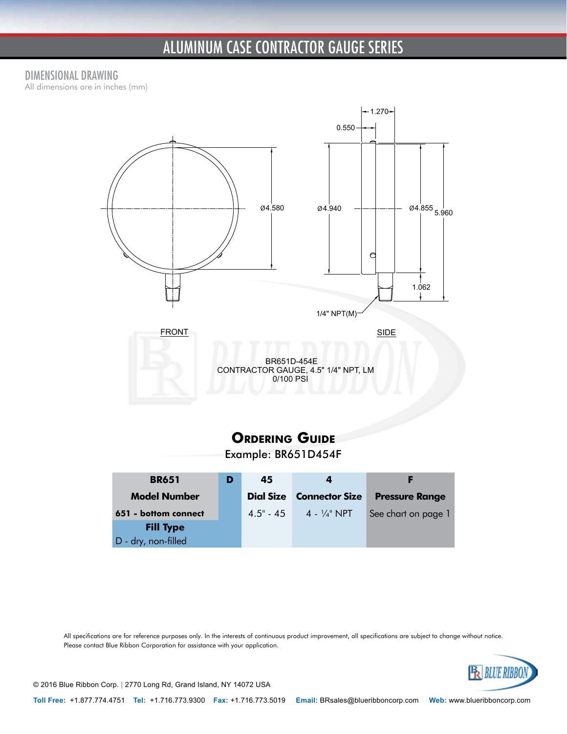# ALUMINUM CASE CONTRACTOR GAUGE SERIES

## DIMENSIONAL DRAWING

All dimensions are in inches (mm)

1.270
0.550
Ø4.580
Ø4.940
Ø4.855
5.960
1.062
1/4" NPT(M)
FRONT
SIDE

BR651D-454E
CONTRACTOR GAUGE, 4.5" 1/4" NPT, LM
0/100 PSI

## Ordering Guide

Example: BR651D454F

| BR651 | D | 45 | 4 | F |
|---|---|---|---|---|
| **Model Number** | | **Dial Size** | **Connector Size** | **Pressure Range** |
| **651 - bottom connect** | | 4.5" - 45 | 4 - ¼" NPT | See chart on page 1 |
| **Fill Type** | | | | |
| D - dry, non-filled | | | | |

All specifications are for reference purposes only. In the interests of continuous product improvement, all specifications are subject to change without notice. Please contact Blue Ribbon Corporation for assistance with your application.

© 2016 Blue Ribbon Corp. | 2770 Long Rd, Grand Island, NY 14072 USA

**Toll Free:** +1.877.774.4751 **Tel:** +1.716.773.9300 **Fax:** +1.716.773.5019 **Email:** BRsales@blueribboncorp.com **Web:** www.blueribboncorp.com